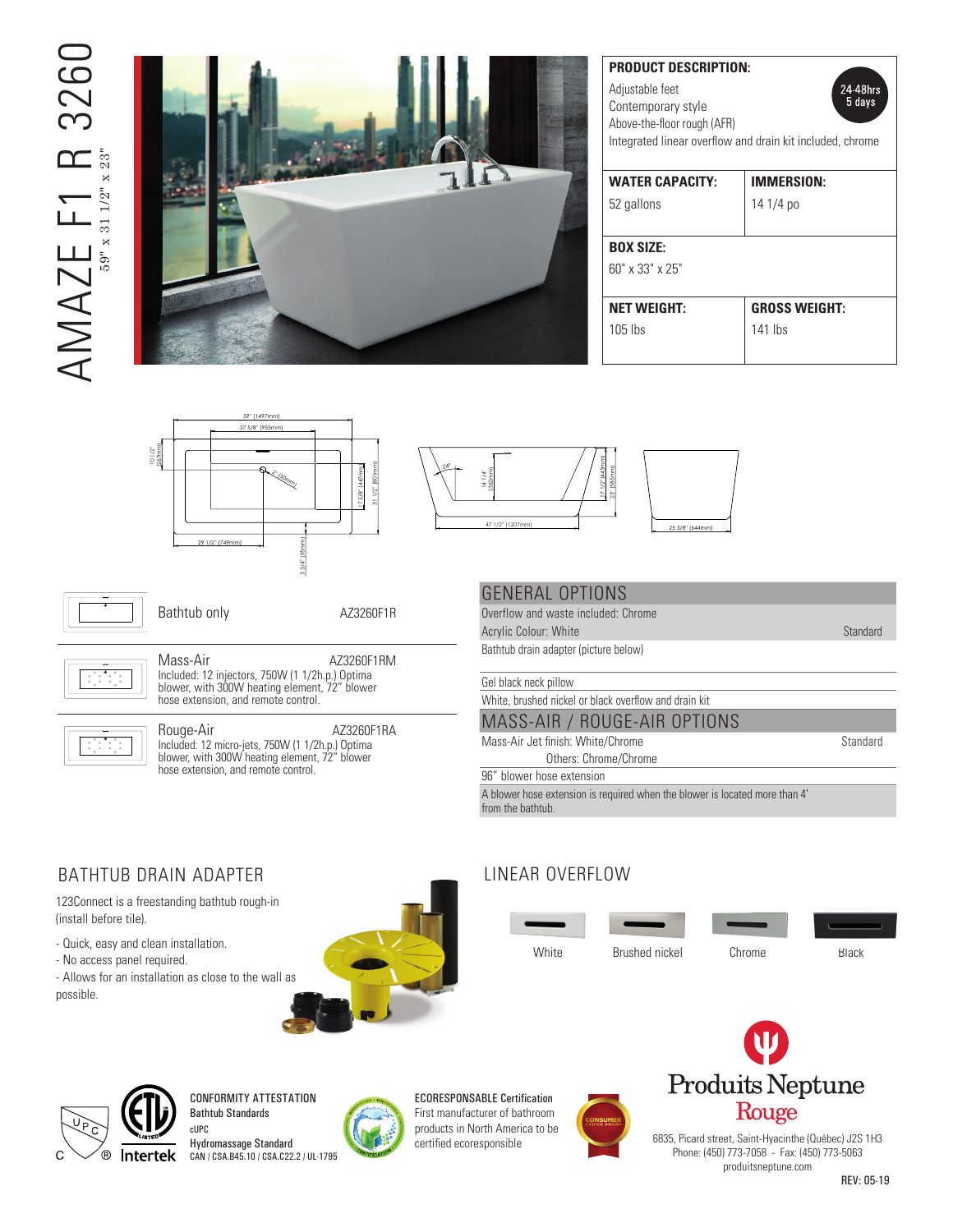# AMAZE F1 R 3260

59" x 31 1/2" x 23"

**PRODUCT DESCRIPTION:**

24-48hrs
5 days

Adjustable feet
Contemporary style
Above-the-floor rough (AFR)
Integrated linear overflow and drain kit included, chrome

| **WATER CAPACITY:** | **IMMERSION:** |
|---|---|
| 52 gallons | 14 1/4 po |
| **BOX SIZE:** | |
| 60" x 33" x 25" | |
| **NET WEIGHT:** | **GROSS WEIGHT:** |
| 105 lbs | 141 lbs |

59" [1497mm]
37 5/8" [955mm]
10 1/2" [267mm]
2" [50mm]
17 5/8" [447mm]
31 1/2" [801mm]
29 1/2" [749mm]
3 3/4" [95mm]
24°
14 1/4" [362mm]
17 1/2" [445mm]
23" [585mm]
47 1/2" [1207mm]
25 3/8" [644mm]

| | | |
|---|---|---|
| Bathtub only | | AZ3260F1R |
| Mass-Air | Included: 12 injectors, 750W (1 1/2h.p.) Optima blower, with 300W heating element, 72" blower hose extension, and remote control. | AZ3260F1RM |
| Rouge-Air | Included: 12 micro-jets, 750W (1 1/2h.p.) Optima blower, with 300W heating element, 72" blower hose extension, and remote control. | AZ3260F1RA |

## GENERAL OPTIONS

| | |
|---|---|
| Overflow and waste included: Chrome | |
| Acrylic Colour: White | Standard |
| Bathtub drain adapter (picture below) | |
| Gel black neck pillow | |
| White, brushed nickel or black overflow and drain kit | |

## MASS-AIR / ROUGE-AIR OPTIONS

| | |
|---|---|
| Mass-Air Jet finish: White/Chrome | Standard |
| Others: Chrome/Chrome | |
| 96" blower hose extension | |
| A blower hose extension is required when the blower is located more than 4' from the bathtub. | |

## BATHTUB DRAIN ADAPTER

123Connect is a freestanding bathtub rough-in (install before tile).

- Quick, easy and clean installation.
- No access panel required.
- Allows for an installation as close to the wall as possible.

## LINEAR OVERFLOW

White | Brushed nickel | Chrome | Black

**CONFORMITY ATTESTATION**
**Bathtub Standards**
cUPC
**Hydromassage Standard**
CAN / CSA.B45.10 / CSA.C22.2 / UL-1795

**ECORESPONSABLE Certification**
First manufacturer of bathroom products in North America to be certified ecoresponsible

**Produits Neptune**
**Rouge**

6835, Picard street, Saint-Hyacinthe (Québec) J2S 1H3
Phone: (450) 773-7058 - Fax: (450) 773-5063
produitsneptune.com

REV: 05-19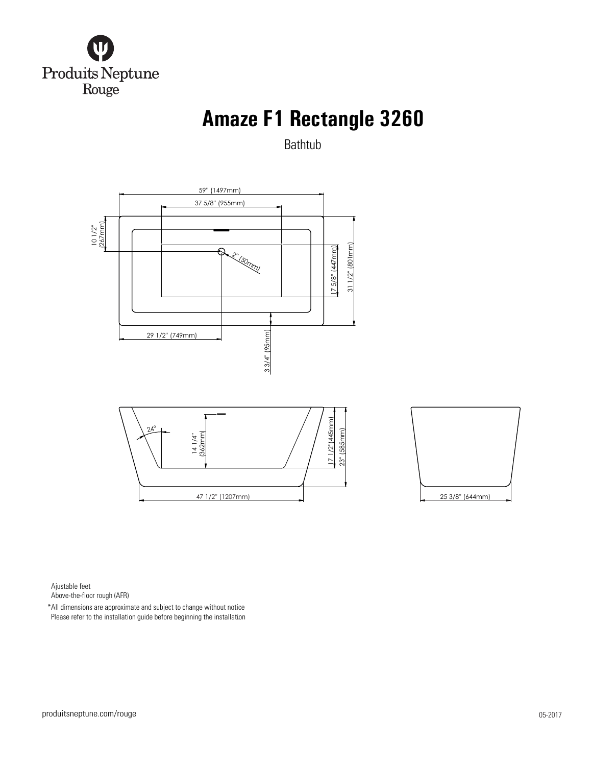Produits Neptune
Rouge

# Amaze F1 Rectangle 3260

Bathtub

59'' (1497mm)
37 5/8'' (955mm)
10 1/2'' (267mm)
2'' (50mm)
17 5/8'' (447mm)
31 1/2'' (801mm)
29 1/2'' (749mm)
3 3/4'' (95mm)

24°
14 1/4'' (362mm)
17 1/2''(445mm)
23'' (585mm)
47 1/2'' (1207mm)
25 3/8'' (644mm)

Ajustable feet
Above-the-floor rough (AFR)

*All dimensions are approximate and subject to change without notice
Please refer to the installation guide before beginning the installation

produitsneptune.com/rouge

05-2017